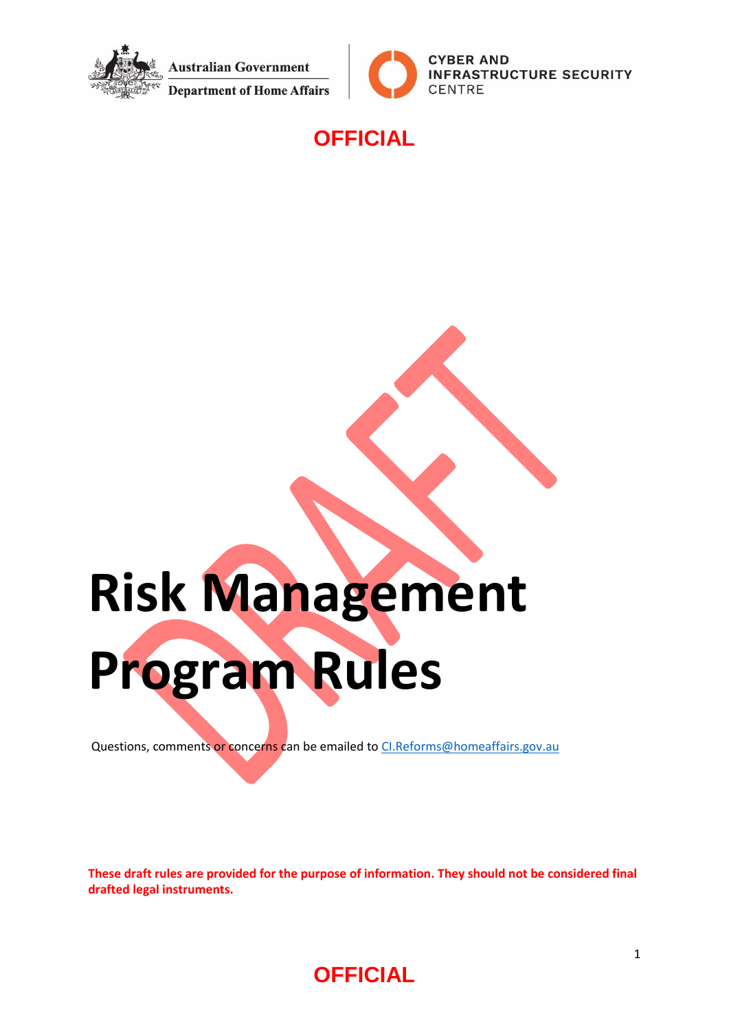Australian Government

Department of Home Affairs

CYBER AND INFRASTRUCTURE SECURITY CENTRE

**OFFICIAL**

# Risk Management Program Rules

Questions, comments or concerns can be emailed to [CI.Reforms@homeaffairs.gov.au](mailto:CI.Reforms@homeaffairs.gov.au)

**These draft rules are provided for the purpose of information. They should not be considered final drafted legal instruments.**

**OFFICIAL**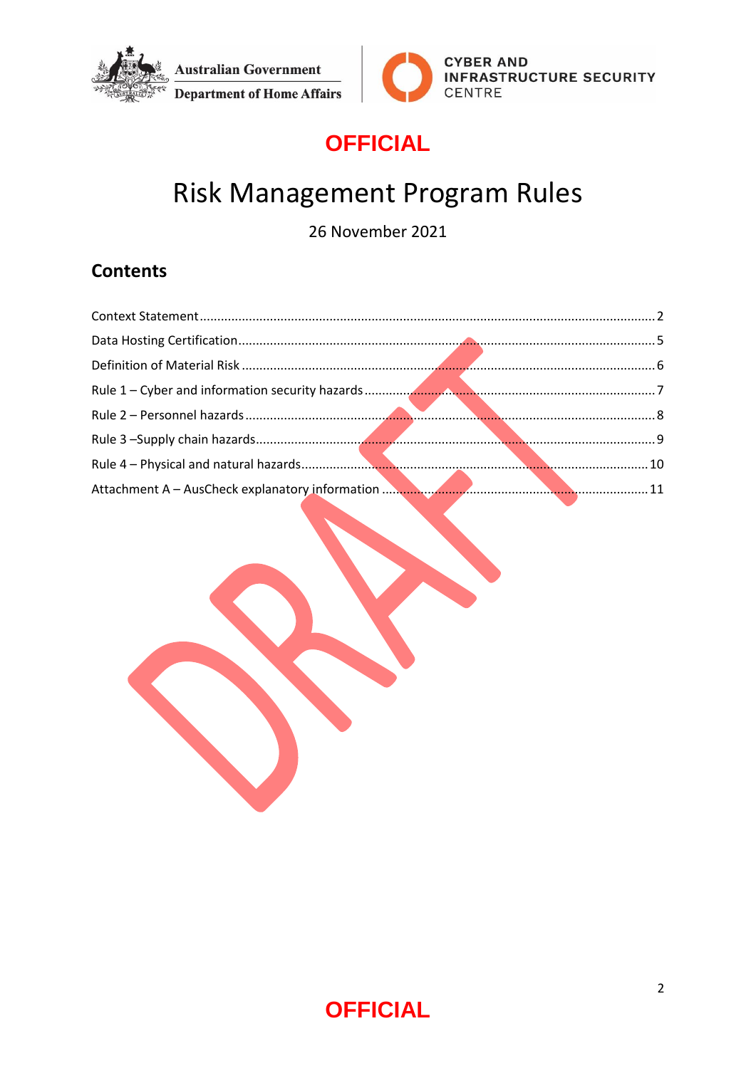**OFFICIAL**

# Risk Management Program Rules

26 November 2021

## Contents

Context Statement....................2
Data Hosting Certification....................5
Definition of Material Risk....................6
Rule 1 – Cyber and information security hazards....................7
Rule 2 – Personnel hazards....................8
Rule 3 –Supply chain hazards....................9
Rule 4 – Physical and natural hazards....................10
Attachment A – AusCheck explanatory information....................11

DRAFT

**OFFICIAL**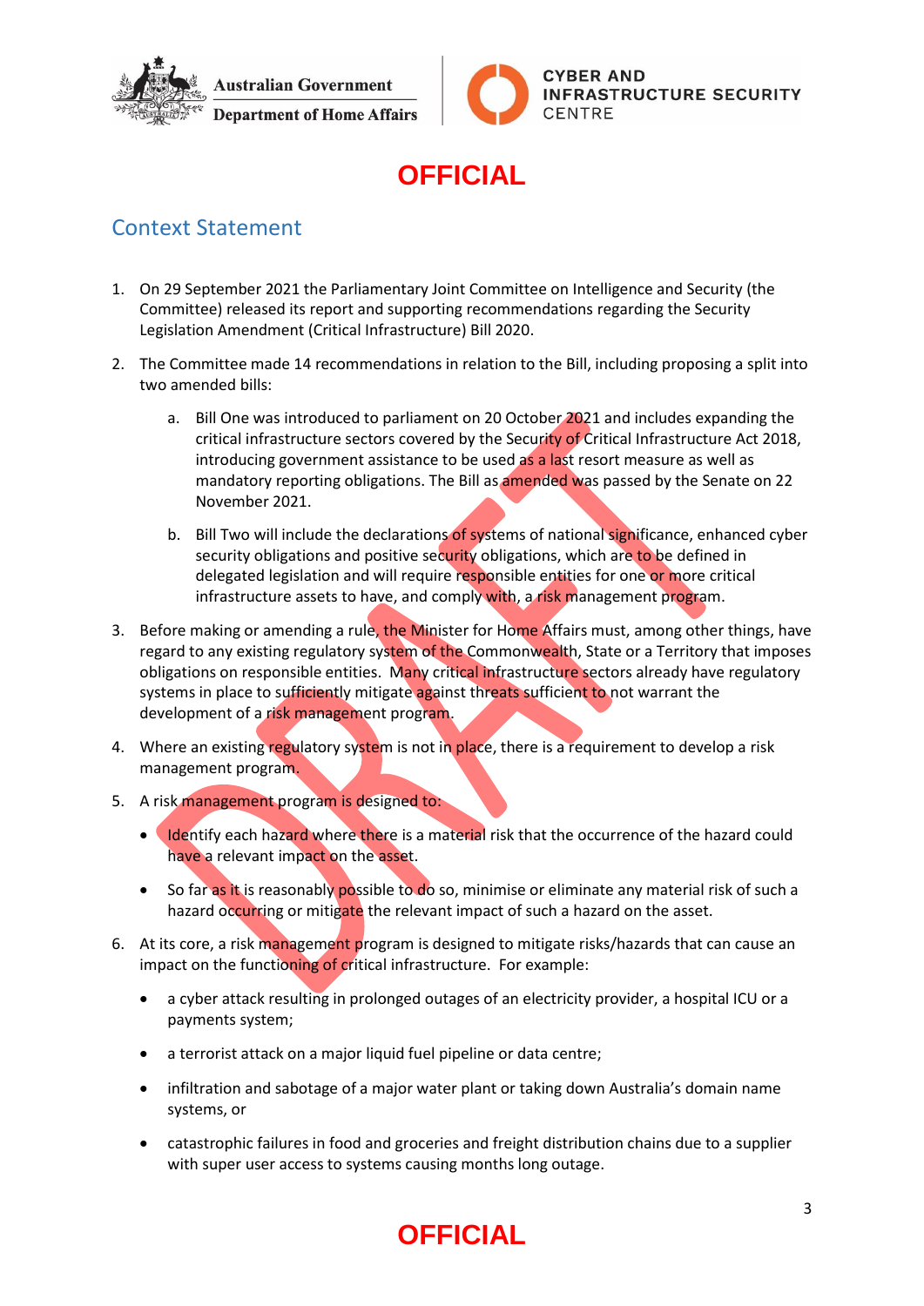**OFFICIAL**

## Context Statement

1. On 29 September 2021 the Parliamentary Joint Committee on Intelligence and Security (the Committee) released its report and supporting recommendations regarding the Security Legislation Amendment (Critical Infrastructure) Bill 2020.

2. The Committee made 14 recommendations in relation to the Bill, including proposing a split into two amended bills:

    a. Bill One was introduced to parliament on 20 October 2021 and includes expanding the critical infrastructure sectors covered by the Security of Critical Infrastructure Act 2018, introducing government assistance to be used as a last resort measure as well as mandatory reporting obligations. The Bill as amended was passed by the Senate on 22 November 2021.

    b. Bill Two will include the declarations of systems of national significance, enhanced cyber security obligations and positive security obligations, which are to be defined in delegated legislation and will require responsible entities for one or more critical infrastructure assets to have, and comply with, a risk management program.

3. Before making or amending a rule, the Minister for Home Affairs must, among other things, have regard to any existing regulatory system of the Commonwealth, State or a Territory that imposes obligations on responsible entities. Many critical infrastructure sectors already have regulatory systems in place to sufficiently mitigate against threats sufficient to not warrant the development of a risk management program.

4. Where an existing regulatory system is not in place, there is a requirement to develop a risk management program.

5. A risk management program is designed to:

    - Identify each hazard where there is a material risk that the occurrence of the hazard could have a relevant impact on the asset.
    - So far as it is reasonably possible to do so, minimise or eliminate any material risk of such a hazard occurring or mitigate the relevant impact of such a hazard on the asset.

6. At its core, a risk management program is designed to mitigate risks/hazards that can cause an impact on the functioning of critical infrastructure. For example:

    - a cyber attack resulting in prolonged outages of an electricity provider, a hospital ICU or a payments system;
    - a terrorist attack on a major liquid fuel pipeline or data centre;
    - infiltration and sabotage of a major water plant or taking down Australia's domain name systems, or
    - catastrophic failures in food and groceries and freight distribution chains due to a supplier with super user access to systems causing months long outage.

**OFFICIAL**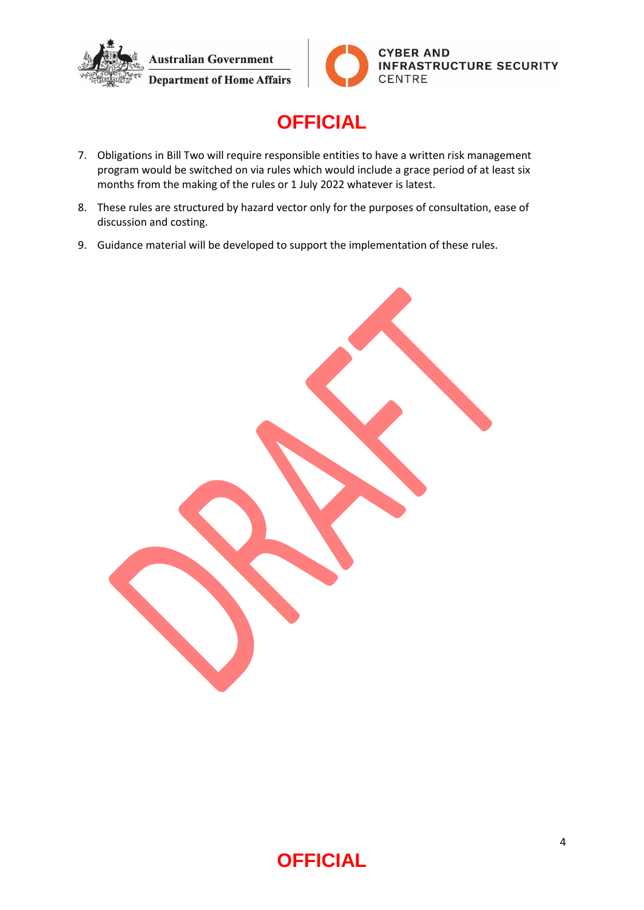7. Obligations in Bill Two will require responsible entities to have a written risk management program would be switched on via rules which would include a grace period of at least six months from the making of the rules or 1 July 2022 whatever is latest.

8. These rules are structured by hazard vector only for the purposes of consultation, ease of discussion and costing.

9. Guidance material will be developed to support the implementation of these rules.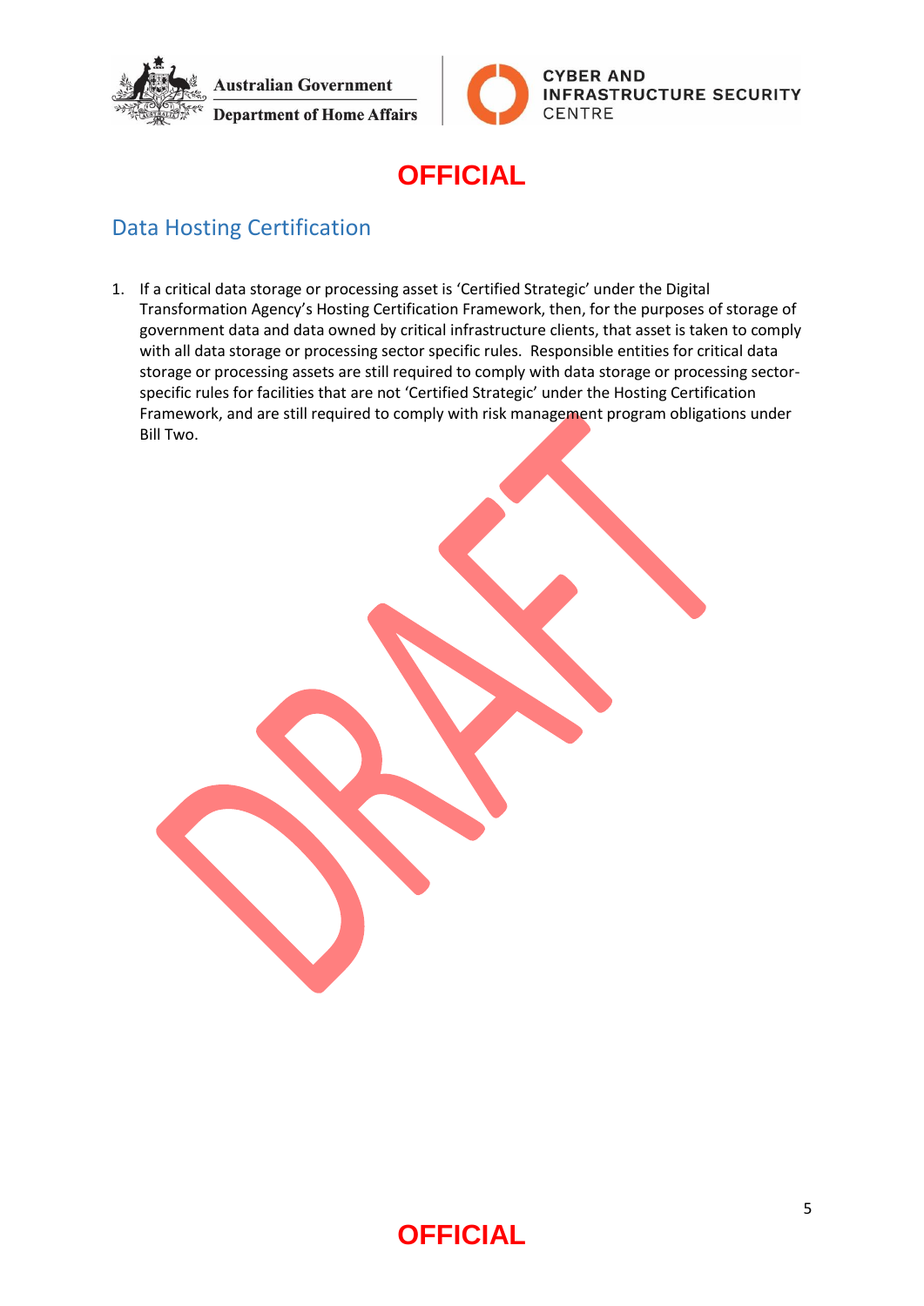## Data Hosting Certification

1. If a critical data storage or processing asset is 'Certified Strategic' under the Digital Transformation Agency's Hosting Certification Framework, then, for the purposes of storage of government data and data owned by critical infrastructure clients, that asset is taken to comply with all data storage or processing sector specific rules. Responsible entities for critical data storage or processing assets are still required to comply with data storage or processing sector-specific rules for facilities that are not 'Certified Strategic' under the Hosting Certification Framework, and are still required to comply with risk management program obligations under Bill Two.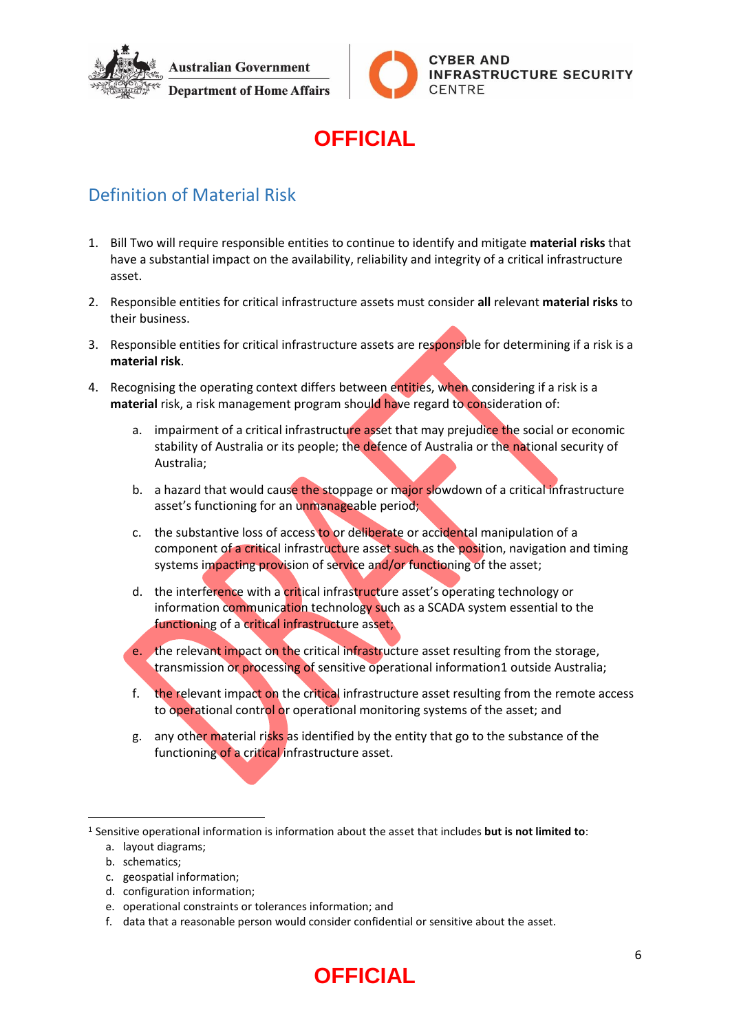# OFFICIAL

## Definition of Material Risk

1. Bill Two will require responsible entities to continue to identify and mitigate **material risks** that have a substantial impact on the availability, reliability and integrity of a critical infrastructure asset.

2. Responsible entities for critical infrastructure assets must consider **all** relevant **material risks** to their business.

3. Responsible entities for critical infrastructure assets are responsible for determining if a risk is a **material risk**.

4. Recognising the operating context differs between entities, when considering if a risk is a **material** risk, a risk management program should have regard to consideration of:

   a. impairment of a critical infrastructure asset that may prejudice the social or economic stability of Australia or its people; the defence of Australia or the national security of Australia;

   b. a hazard that would cause the stoppage or major slowdown of a critical infrastructure asset's functioning for an unmanageable period;

   c. the substantive loss of access to or deliberate or accidental manipulation of a component of a critical infrastructure asset such as the position, navigation and timing systems impacting provision of service and/or functioning of the asset;

   d. the interference with a critical infrastructure asset's operating technology or information communication technology such as a SCADA system essential to the functioning of a critical infrastructure asset;

   e. the relevant impact on the critical infrastructure asset resulting from the storage, transmission or processing of sensitive operational information1 outside Australia;

   f. the relevant impact on the critical infrastructure asset resulting from the remote access to operational control or operational monitoring systems of the asset; and

   g. any other material risks as identified by the entity that go to the substance of the functioning of a critical infrastructure asset.

---

[1] Sensitive operational information is information about the asset that includes **but is not limited to**:

a. layout diagrams;
b. schematics;
c. geospatial information;
d. configuration information;
e. operational constraints or tolerances information; and
f. data that a reasonable person would consider confidential or sensitive about the asset.

# OFFICIAL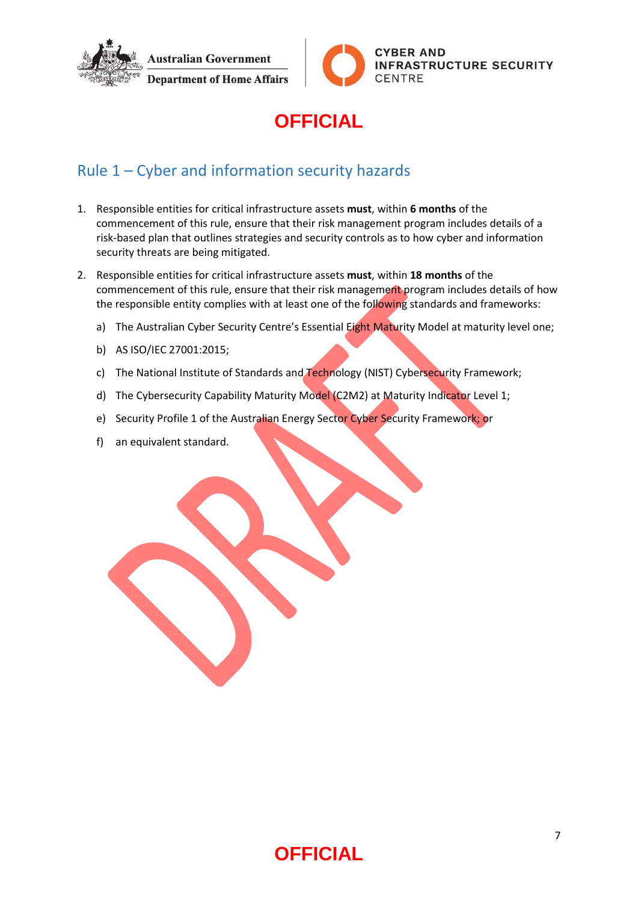## Rule 1 – Cyber and information security hazards

1. Responsible entities for critical infrastructure assets **must**, within **6 months** of the commencement of this rule, ensure that their risk management program includes details of a risk-based plan that outlines strategies and security controls as to how cyber and information security threats are being mitigated.

2. Responsible entities for critical infrastructure assets **must**, within **18 months** of the commencement of this rule, ensure that their risk management program includes details of how the responsible entity complies with at least one of the following standards and frameworks:

   a) The Australian Cyber Security Centre's Essential Eight Maturity Model at maturity level one;

   b) AS ISO/IEC 27001:2015;

   c) The National Institute of Standards and Technology (NIST) Cybersecurity Framework;

   d) The Cybersecurity Capability Maturity Model (C2M2) at Maturity Indicator Level 1;

   e) Security Profile 1 of the Australian Energy Sector Cyber Security Framework; or

   f) an equivalent standard.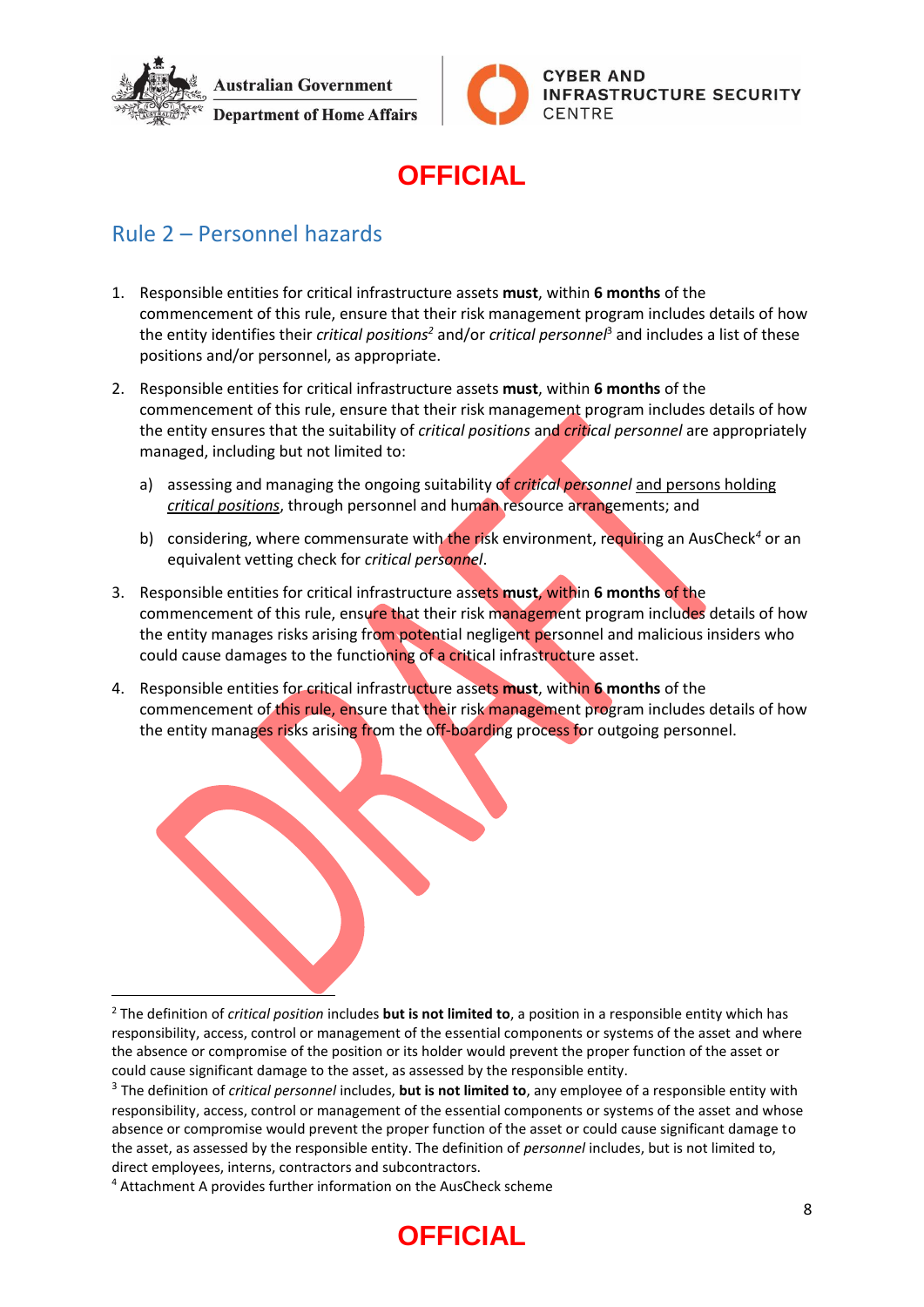## Rule 2 – Personnel hazards

1. Responsible entities for critical infrastructure assets **must**, within **6 months** of the commencement of this rule, ensure that their risk management program includes details of how the entity identifies their *critical positions*[2] and/or *critical personnel*[3] and includes a list of these positions and/or personnel, as appropriate.

2. Responsible entities for critical infrastructure assets **must**, within **6 months** of the commencement of this rule, ensure that their risk management program includes details of how the entity ensures that the suitability of *critical positions* and *critical personnel* are appropriately managed, including but not limited to:

   a) assessing and managing the ongoing suitability of *critical personnel* <u>and persons holding *critical positions*</u>, through personnel and human resource arrangements; and

   b) considering, where commensurate with the risk environment, requiring an AusCheck[4] or an equivalent vetting check for *critical personnel*.

3. Responsible entities for critical infrastructure assets **must**, within **6 months** of the commencement of this rule, ensure that their risk management program includes details of how the entity manages risks arising from potential negligent personnel and malicious insiders who could cause damages to the functioning of a critical infrastructure asset.

4. Responsible entities for critical infrastructure assets **must**, within **6 months** of the commencement of this rule, ensure that their risk management program includes details of how the entity manages risks arising from the off-boarding process for outgoing personnel.

---

[2] The definition of *critical position* includes **but is not limited to**, a position in a responsible entity which has responsibility, access, control or management of the essential components or systems of the asset and where the absence or compromise of the position or its holder would prevent the proper function of the asset or could cause significant damage to the asset, as assessed by the responsible entity.

[3] The definition of *critical personnel* includes, **but is not limited to**, any employee of a responsible entity with responsibility, access, control or management of the essential components or systems of the asset and whose absence or compromise would prevent the proper function of the asset or could cause significant damage to the asset, as assessed by the responsible entity. The definition of *personnel* includes, but is not limited to, direct employees, interns, contractors and subcontractors.

[4] Attachment A provides further information on the AusCheck scheme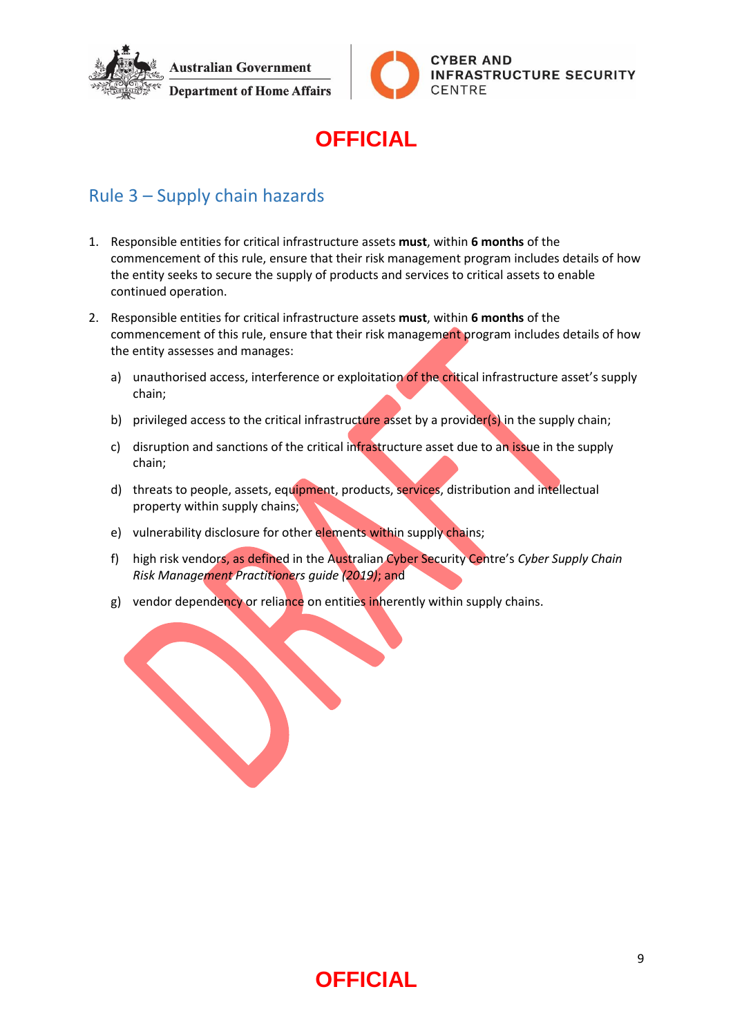## Rule 3 – Supply chain hazards

1. Responsible entities for critical infrastructure assets **must**, within **6 months** of the commencement of this rule, ensure that their risk management program includes details of how the entity seeks to secure the supply of products and services to critical assets to enable continued operation.

2. Responsible entities for critical infrastructure assets **must**, within **6 months** of the commencement of this rule, ensure that their risk management program includes details of how the entity assesses and manages:

   a) unauthorised access, interference or exploitation of the critical infrastructure asset's supply chain;

   b) privileged access to the critical infrastructure asset by a provider(s) in the supply chain;

   c) disruption and sanctions of the critical infrastructure asset due to an issue in the supply chain;

   d) threats to people, assets, equipment, products, services, distribution and intellectual property within supply chains;

   e) vulnerability disclosure for other elements within supply chains;

   f) high risk vendors, as defined in the Australian Cyber Security Centre's *Cyber Supply Chain Risk Management Practitioners guide (2019)*; and

   g) vendor dependency or reliance on entities inherently within supply chains.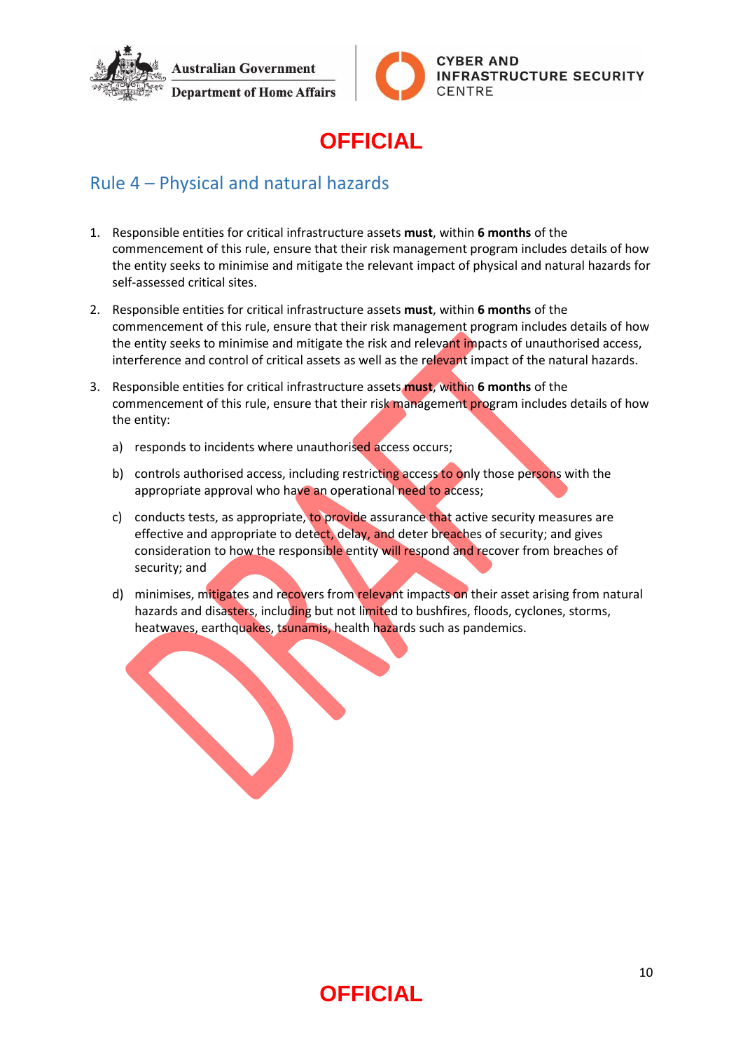OFFICIAL

## Rule 4 – Physical and natural hazards

1. Responsible entities for critical infrastructure assets **must**, within **6 months** of the commencement of this rule, ensure that their risk management program includes details of how the entity seeks to minimise and mitigate the relevant impact of physical and natural hazards for self-assessed critical sites.

2. Responsible entities for critical infrastructure assets **must**, within **6 months** of the commencement of this rule, ensure that their risk management program includes details of how the entity seeks to minimise and mitigate the risk and relevant impacts of unauthorised access, interference and control of critical assets as well as the relevant impact of the natural hazards.

3. Responsible entities for critical infrastructure assets **must**, within **6 months** of the commencement of this rule, ensure that their risk management program includes details of how the entity:

   a) responds to incidents where unauthorised access occurs;

   b) controls authorised access, including restricting access to only those persons with the appropriate approval who have an operational need to access;

   c) conducts tests, as appropriate, to provide assurance that active security measures are effective and appropriate to detect, delay, and deter breaches of security; and gives consideration to how the responsible entity will respond and recover from breaches of security; and

   d) minimises, mitigates and recovers from relevant impacts on their asset arising from natural hazards and disasters, including but not limited to bushfires, floods, cyclones, storms, heatwaves, earthquakes, tsunamis, health hazards such as pandemics.

OFFICIAL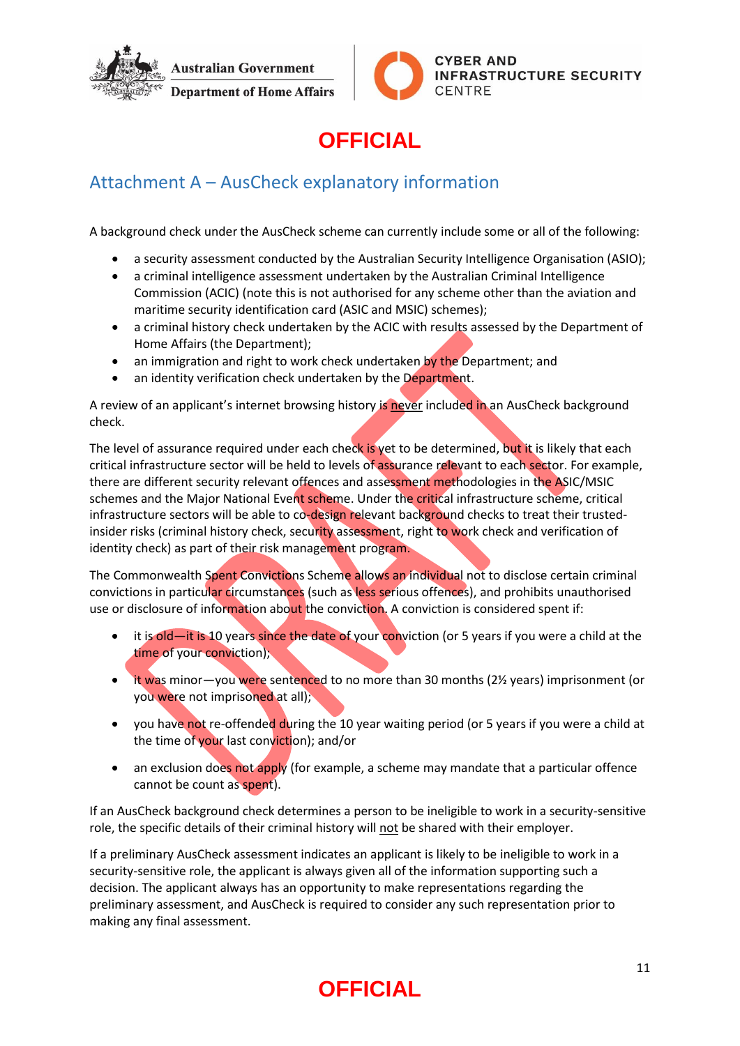**OFFICIAL**

## Attachment A – AusCheck explanatory information

A background check under the AusCheck scheme can currently include some or all of the following:

- a security assessment conducted by the Australian Security Intelligence Organisation (ASIO);
- a criminal intelligence assessment undertaken by the Australian Criminal Intelligence Commission (ACIC) (note this is not authorised for any scheme other than the aviation and maritime security identification card (ASIC and MSIC) schemes);
- a criminal history check undertaken by the ACIC with results assessed by the Department of Home Affairs (the Department);
- an immigration and right to work check undertaken by the Department; and
- an identity verification check undertaken by the Department.

A review of an applicant's internet browsing history is never included in an AusCheck background check.

The level of assurance required under each check is yet to be determined, but it is likely that each critical infrastructure sector will be held to levels of assurance relevant to each sector. For example, there are different security relevant offences and assessment methodologies in the ASIC/MSIC schemes and the Major National Event scheme. Under the critical infrastructure scheme, critical infrastructure sectors will be able to co-design relevant background checks to treat their trusted-insider risks (criminal history check, security assessment, right to work check and verification of identity check) as part of their risk management program.

The Commonwealth Spent Convictions Scheme allows an individual not to disclose certain criminal convictions in particular circumstances (such as less serious offences), and prohibits unauthorised use or disclosure of information about the conviction. A conviction is considered spent if:

- it is old—it is 10 years since the date of your conviction (or 5 years if you were a child at the time of your conviction);
- it was minor—you were sentenced to no more than 30 months (2½ years) imprisonment (or you were not imprisoned at all);
- you have not re-offended during the 10 year waiting period (or 5 years if you were a child at the time of your last conviction); and/or
- an exclusion does not apply (for example, a scheme may mandate that a particular offence cannot be count as spent).

If an AusCheck background check determines a person to be ineligible to work in a security-sensitive role, the specific details of their criminal history will not be shared with their employer.

If a preliminary AusCheck assessment indicates an applicant is likely to be ineligible to work in a security-sensitive role, the applicant is always given all of the information supporting such a decision. The applicant always has an opportunity to make representations regarding the preliminary assessment, and AusCheck is required to consider any such representation prior to making any final assessment.

**OFFICIAL**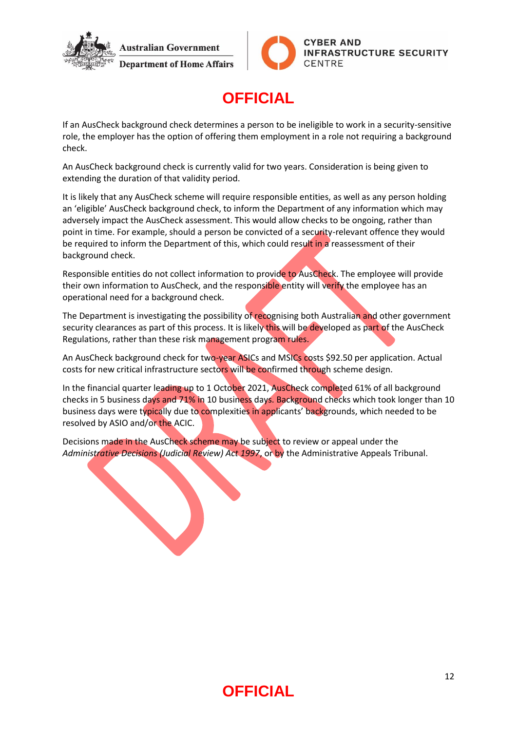If an AusCheck background check determines a person to be ineligible to work in a security-sensitive role, the employer has the option of offering them employment in a role not requiring a background check.

An AusCheck background check is currently valid for two years. Consideration is being given to extending the duration of that validity period.

It is likely that any AusCheck scheme will require responsible entities, as well as any person holding an 'eligible' AusCheck background check, to inform the Department of any information which may adversely impact the AusCheck assessment. This would allow checks to be ongoing, rather than point in time. For example, should a person be convicted of a security-relevant offence they would be required to inform the Department of this, which could result in a reassessment of their background check.

Responsible entities do not collect information to provide to AusCheck. The employee will provide their own information to AusCheck, and the responsible entity will verify the employee has an operational need for a background check.

The Department is investigating the possibility of recognising both Australian and other government security clearances as part of this process. It is likely this will be developed as part of the AusCheck Regulations, rather than these risk management program rules.

An AusCheck background check for two-year ASICs and MSICs costs $92.50 per application. Actual costs for new critical infrastructure sectors will be confirmed through scheme design.

In the financial quarter leading up to 1 October 2021, AusCheck completed 61% of all background checks in 5 business days and 71% in 10 business days. Background checks which took longer than 10 business days were typically due to complexities in applicants' backgrounds, which needed to be resolved by ASIO and/or the ACIC.

Decisions made in the AusCheck scheme may be subject to review or appeal under the *Administrative Decisions (Judicial Review) Act 1997*, or by the Administrative Appeals Tribunal.